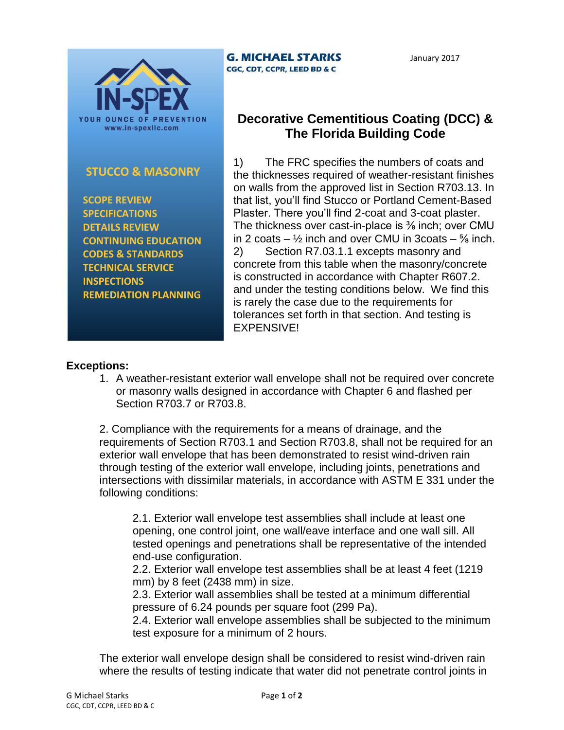IN-SPEX

YOUR OUNCE OF PREVENTION

www.in-spexllc.com

## STUCCO & MASONRY

- SCOPE REVIEW
- SPECIFICATIONS
- DETAILS REVIEW
- CONTINUING EDUCATION
- CODES & STANDARDS
- TECHNICAL SERVICE
- INSPECTIONS
- REMEDIATION PLANNING

**G. MICHAEL STARKS**
**CGC, CDT, CCPR, LEED BD & C**

January 2017

# Decorative Cementitious Coating (DCC) & The Florida Building Code

1) The FRC specifies the numbers of coats and the thicknesses required of weather-resistant finishes on walls from the approved list in Section R703.13. In that list, you'll find Stucco or Portland Cement-Based Plaster. There you'll find 2-coat and 3-coat plaster. The thickness over cast-in-place is ⅜ inch; over CMU in 2 coats – ½ inch and over CMU in 3coats – ⅝ inch.

2) Section R7.03.1.1 excepts masonry and concrete from this table when the masonry/concrete is constructed in accordance with Chapter R607.2. and under the testing conditions below. We find this is rarely the case due to the requirements for tolerances set forth in that section. And testing is EXPENSIVE!

**Exceptions:**

1. A weather-resistant exterior wall envelope shall not be required over concrete or masonry walls designed in accordance with Chapter 6 and flashed per Section R703.7 or R703.8.

2. Compliance with the requirements for a means of drainage, and the requirements of Section R703.1 and Section R703.8, shall not be required for an exterior wall envelope that has been demonstrated to resist wind-driven rain through testing of the exterior wall envelope, including joints, penetrations and intersections with dissimilar materials, in accordance with ASTM E 331 under the following conditions:

   2.1. Exterior wall envelope test assemblies shall include at least one opening, one control joint, one wall/eave interface and one wall sill. All tested openings and penetrations shall be representative of the intended end-use configuration.
   2.2. Exterior wall envelope test assemblies shall be at least 4 feet (1219 mm) by 8 feet (2438 mm) in size.
   2.3. Exterior wall assemblies shall be tested at a minimum differential pressure of 6.24 pounds per square foot (299 Pa).
   2.4. Exterior wall envelope assemblies shall be subjected to the minimum test exposure for a minimum of 2 hours.

The exterior wall envelope design shall be considered to resist wind-driven rain where the results of testing indicate that water did not penetrate control joints in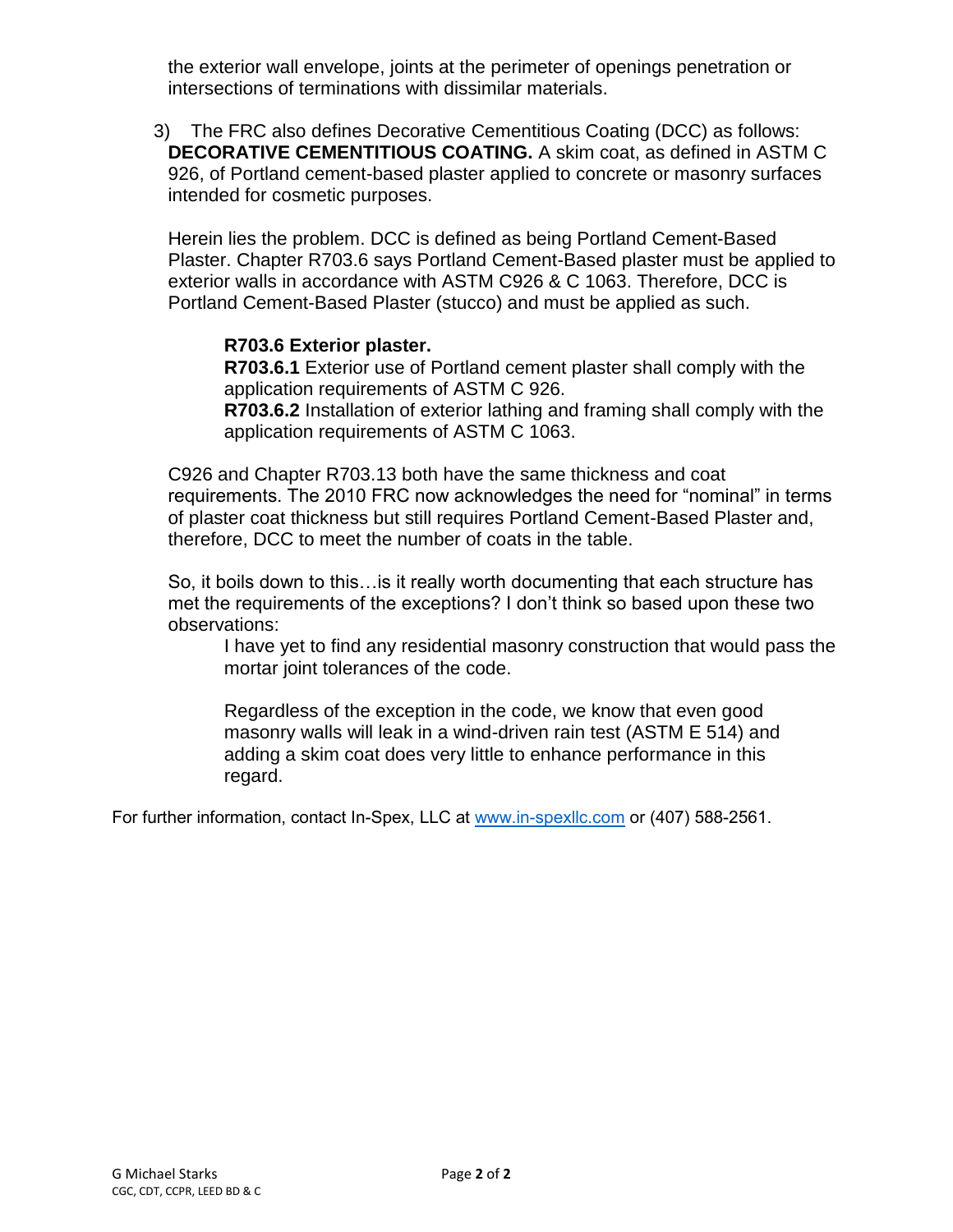the exterior wall envelope, joints at the perimeter of openings penetration or intersections of terminations with dissimilar materials.

3) The FRC also defines Decorative Cementitious Coating (DCC) as follows: **DECORATIVE CEMENTITIOUS COATING.** A skim coat, as defined in ASTM C 926, of Portland cement-based plaster applied to concrete or masonry surfaces intended for cosmetic purposes.

   Herein lies the problem. DCC is defined as being Portland Cement-Based Plaster. Chapter R703.6 says Portland Cement-Based plaster must be applied to exterior walls in accordance with ASTM C926 & C 1063. Therefore, DCC is Portland Cement-Based Plaster (stucco) and must be applied as such.

   > **R703.6 Exterior plaster.**
   > **R703.6.1** Exterior use of Portland cement plaster shall comply with the application requirements of ASTM C 926.
   > **R703.6.2** Installation of exterior lathing and framing shall comply with the application requirements of ASTM C 1063.

   C926 and Chapter R703.13 both have the same thickness and coat requirements. The 2010 FRC now acknowledges the need for "nominal" in terms of plaster coat thickness but still requires Portland Cement-Based Plaster and, therefore, DCC to meet the number of coats in the table.

   So, it boils down to this…is it really worth documenting that each structure has met the requirements of the exceptions? I don't think so based upon these two observations:

   > I have yet to find any residential masonry construction that would pass the mortar joint tolerances of the code.
   >
   > Regardless of the exception in the code, we know that even good masonry walls will leak in a wind-driven rain test (ASTM E 514) and adding a skim coat does very little to enhance performance in this regard.

For further information, contact In-Spex, LLC at www.in-spexllc.com or (407) 588-2561.

G Michael Starks
CGC, CDT, CCPR, LEED BD & C